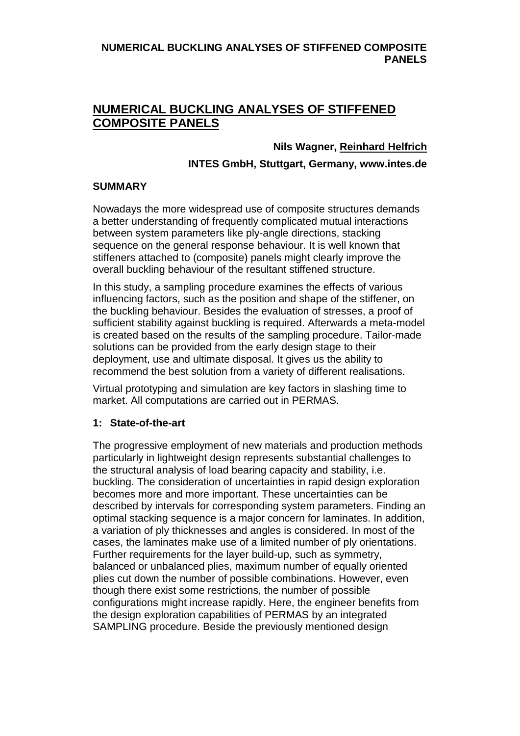# NUMERICAL BUCKLING ANALYSES OF STIFFENED COMPOSITE PANELS

**Nils Wagner, Reinhard Helfrich**

**INTES GmbH, Stuttgart, Germany, www.intes.de**

## SUMMARY

Nowadays the more widespread use of composite structures demands a better understanding of frequently complicated mutual interactions between system parameters like ply-angle directions, stacking sequence on the general response behaviour. It is well known that stiffeners attached to (composite) panels might clearly improve the overall buckling behaviour of the resultant stiffened structure.

In this study, a sampling procedure examines the effects of various influencing factors, such as the position and shape of the stiffener, on the buckling behaviour. Besides the evaluation of stresses, a proof of sufficient stability against buckling is required. Afterwards a meta-model is created based on the results of the sampling procedure. Tailor-made solutions can be provided from the early design stage to their deployment, use and ultimate disposal. It gives us the ability to recommend the best solution from a variety of different realisations.

Virtual prototyping and simulation are key factors in slashing time to market. All computations are carried out in PERMAS.

## 1: State-of-the-art

The progressive employment of new materials and production methods particularly in lightweight design represents substantial challenges to the structural analysis of load bearing capacity and stability, i.e. buckling. The consideration of uncertainties in rapid design exploration becomes more and more important. These uncertainties can be described by intervals for corresponding system parameters. Finding an optimal stacking sequence is a major concern for laminates. In addition, a variation of ply thicknesses and angles is considered. In most of the cases, the laminates make use of a limited number of ply orientations. Further requirements for the layer build-up, such as symmetry, balanced or unbalanced plies, maximum number of equally oriented plies cut down the number of possible combinations. However, even though there exist some restrictions, the number of possible configurations might increase rapidly. Here, the engineer benefits from the design exploration capabilities of PERMAS by an integrated SAMPLING procedure. Beside the previously mentioned design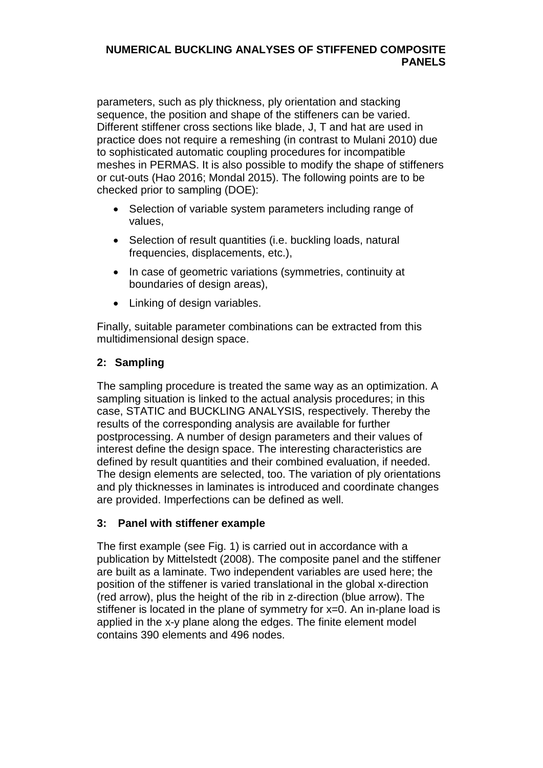parameters, such as ply thickness, ply orientation and stacking sequence, the position and shape of the stiffeners can be varied. Different stiffener cross sections like blade, J, T and hat are used in practice does not require a remeshing (in contrast to Mulani 2010) due to sophisticated automatic coupling procedures for incompatible meshes in PERMAS. It is also possible to modify the shape of stiffeners or cut-outs (Hao 2016; Mondal 2015). The following points are to be checked prior to sampling (DOE):

- Selection of variable system parameters including range of values,
- Selection of result quantities (i.e. buckling loads, natural frequencies, displacements, etc.),
- In case of geometric variations (symmetries, continuity at boundaries of design areas),
- Linking of design variables.

Finally, suitable parameter combinations can be extracted from this multidimensional design space.

## 2: Sampling

The sampling procedure is treated the same way as an optimization. A sampling situation is linked to the actual analysis procedures; in this case, STATIC and BUCKLING ANALYSIS, respectively. Thereby the results of the corresponding analysis are available for further postprocessing. A number of design parameters and their values of interest define the design space. The interesting characteristics are defined by result quantities and their combined evaluation, if needed. The design elements are selected, too. The variation of ply orientations and ply thicknesses in laminates is introduced and coordinate changes are provided. Imperfections can be defined as well.

## 3: Panel with stiffener example

The first example (see Fig. 1) is carried out in accordance with a publication by Mittelstedt (2008). The composite panel and the stiffener are built as a laminate. Two independent variables are used here; the position of the stiffener is varied translational in the global x-direction (red arrow), plus the height of the rib in z-direction (blue arrow). The stiffener is located in the plane of symmetry for x=0. An in-plane load is applied in the x-y plane along the edges. The finite element model contains 390 elements and 496 nodes.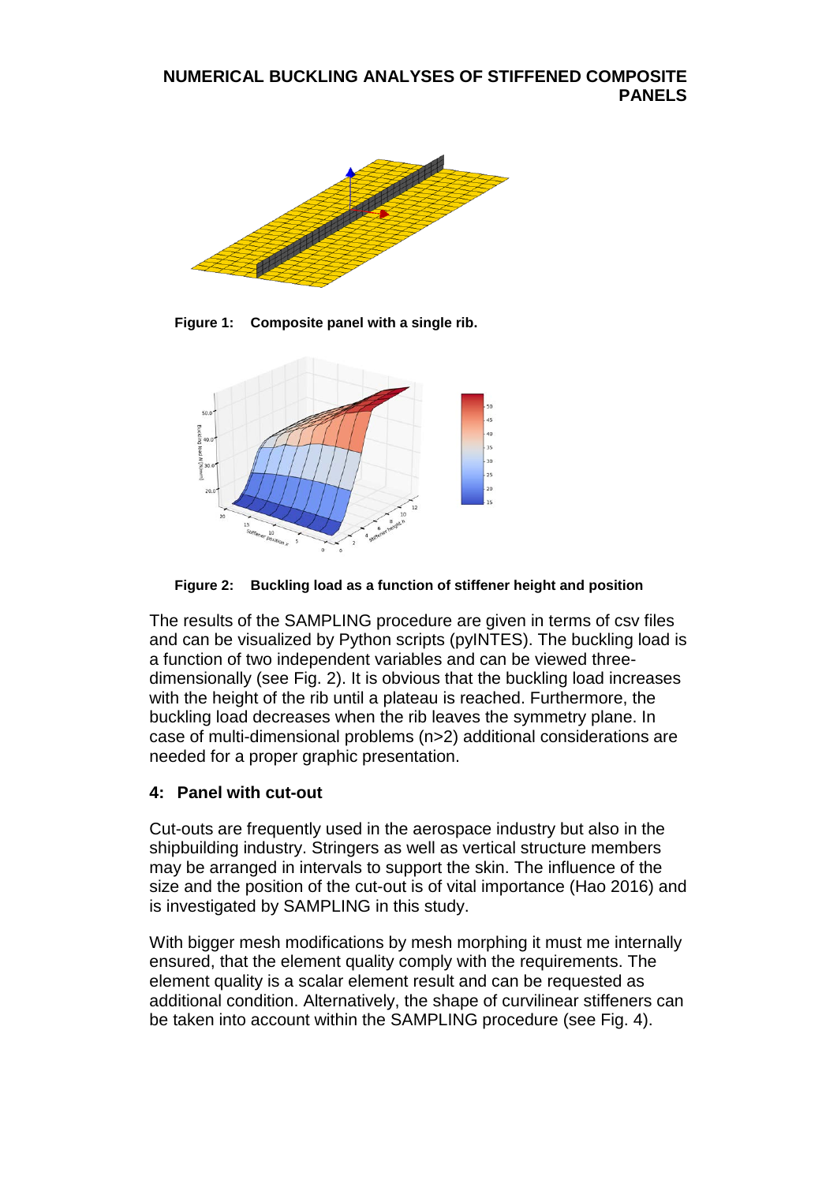**Figure 1: Composite panel with a single rib.**

**Figure 2: Buckling load as a function of stiffener height and position**

The results of the SAMPLING procedure are given in terms of csv files and can be visualized by Python scripts (pyINTES). The buckling load is a function of two independent variables and can be viewed three-dimensionally (see Fig. 2). It is obvious that the buckling load increases with the height of the rib until a plateau is reached. Furthermore, the buckling load decreases when the rib leaves the symmetry plane. In case of multi-dimensional problems (n>2) additional considerations are needed for a proper graphic presentation.

## 4: Panel with cut-out

Cut-outs are frequently used in the aerospace industry but also in the shipbuilding industry. Stringers as well as vertical structure members may be arranged in intervals to support the skin. The influence of the size and the position of the cut-out is of vital importance (Hao 2016) and is investigated by SAMPLING in this study.

With bigger mesh modifications by mesh morphing it must me internally ensured, that the element quality comply with the requirements. The element quality is a scalar element result and can be requested as additional condition. Alternatively, the shape of curvilinear stiffeners can be taken into account within the SAMPLING procedure (see Fig. 4).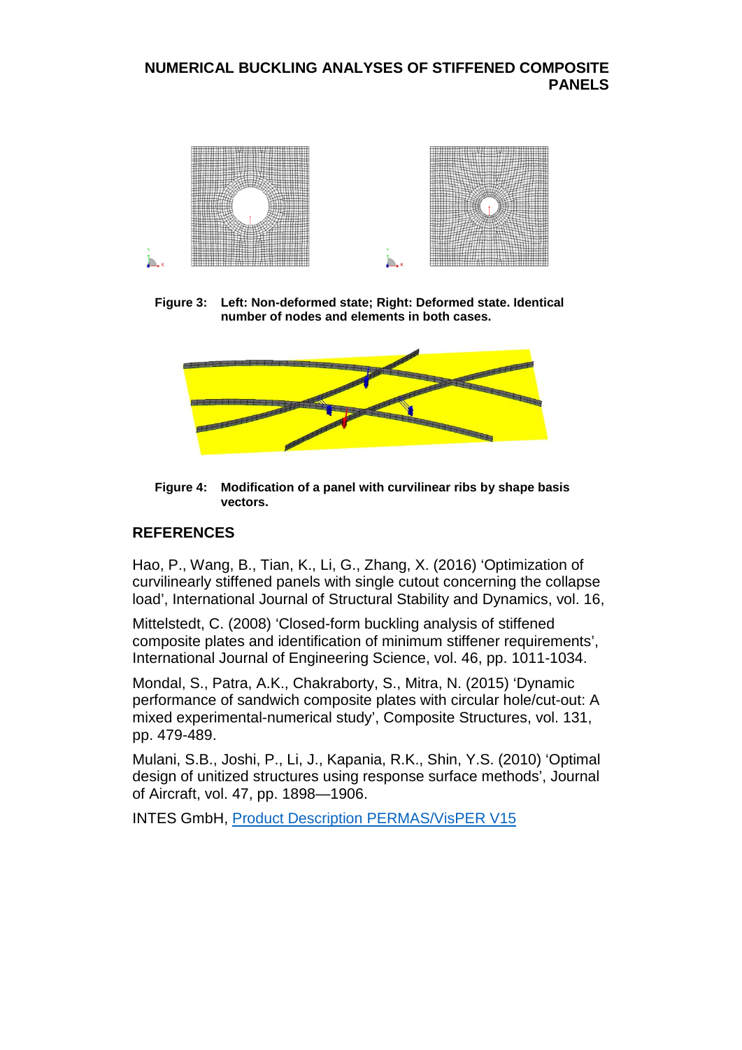Figure 3: Left: Non-deformed state; Right: Deformed state. Identical number of nodes and elements in both cases.

Figure 4: Modification of a panel with curvilinear ribs by shape basis vectors.

## REFERENCES

Hao, P., Wang, B., Tian, K., Li, G., Zhang, X. (2016) 'Optimization of curvilinearly stiffened panels with single cutout concerning the collapse load', International Journal of Structural Stability and Dynamics, vol. 16,

Mittelstedt, C. (2008) 'Closed-form buckling analysis of stiffened composite plates and identification of minimum stiffener requirements', International Journal of Engineering Science, vol. 46, pp. 1011-1034.

Mondal, S., Patra, A.K., Chakraborty, S., Mitra, N. (2015) 'Dynamic performance of sandwich composite plates with circular hole/cut-out: A mixed experimental-numerical study', Composite Structures, vol. 131, pp. 479-489.

Mulani, S.B., Joshi, P., Li, J., Kapania, R.K., Shin, Y.S. (2010) 'Optimal design of unitized structures using response surface methods', Journal of Aircraft, vol. 47, pp. 1898—1906.

INTES GmbH, Product Description PERMAS/VisPER V15